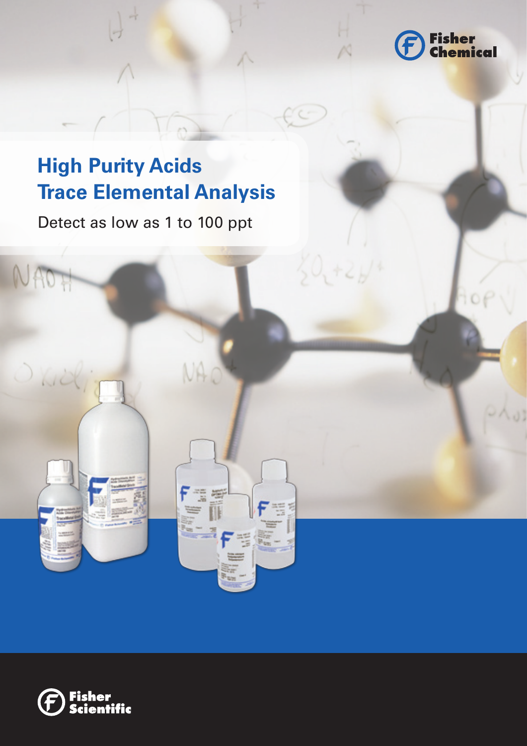Fisher Chemical

# High Purity Acids
# Trace Elemental Analysis

Detect as low as 1 to 100 ppt

Fisher Scientific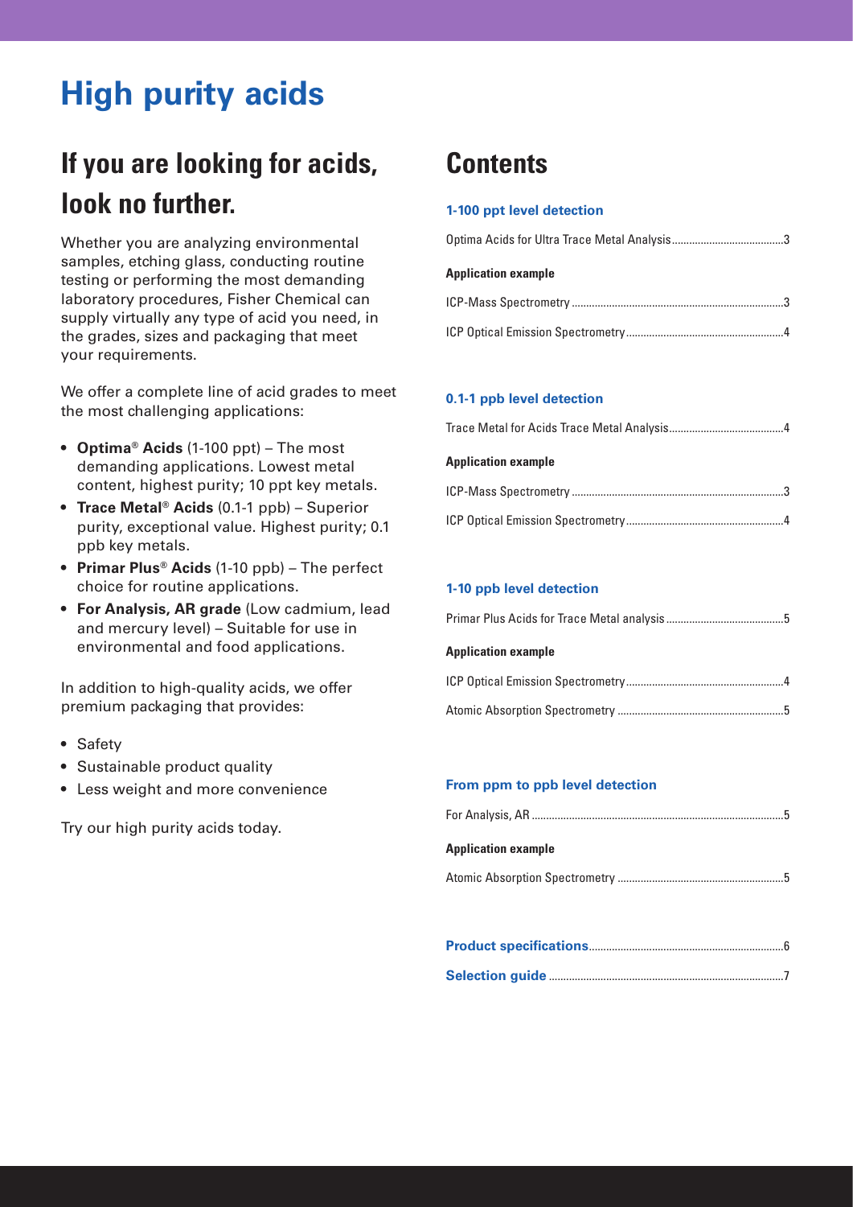# High purity acids

## If you are looking for acids, look no further.

Whether you are analyzing environmental samples, etching glass, conducting routine testing or performing the most demanding laboratory procedures, Fisher Chemical can supply virtually any type of acid you need, in the grades, sizes and packaging that meet your requirements.

We offer a complete line of acid grades to meet the most challenging applications:

- **Optima® Acids** (1-100 ppt) – The most demanding applications. Lowest metal content, highest purity; 10 ppt key metals.
- **Trace Metal® Acids** (0.1-1 ppb) – Superior purity, exceptional value. Highest purity; 0.1 ppb key metals.
- **Primar Plus® Acids** (1-10 ppb) – The perfect choice for routine applications.
- **For Analysis, AR grade** (Low cadmium, lead and mercury level) – Suitable for use in environmental and food applications.

In addition to high-quality acids, we offer premium packaging that provides:

- Safety
- Sustainable product quality
- Less weight and more convenience

Try our high purity acids today.

## Contents

**1-100 ppt level detection**

Optima Acids for Ultra Trace Metal Analysis ....... 3

**Application example**

ICP-Mass Spectrometry ....... 3

ICP Optical Emission Spectrometry ....... 4

**0.1-1 ppb level detection**

Trace Metal for Acids Trace Metal Analysis ....... 4

**Application example**

ICP-Mass Spectrometry ....... 3

ICP Optical Emission Spectrometry ....... 4

**1-10 ppb level detection**

Primar Plus Acids for Trace Metal analysis ....... 5

**Application example**

ICP Optical Emission Spectrometry ....... 4

Atomic Absorption Spectrometry ....... 5

**From ppm to ppb level detection**

For Analysis, AR ....... 5

**Application example**

Atomic Absorption Spectrometry ....... 5

**Product specifications** ....... 6

**Selection guide** ....... 7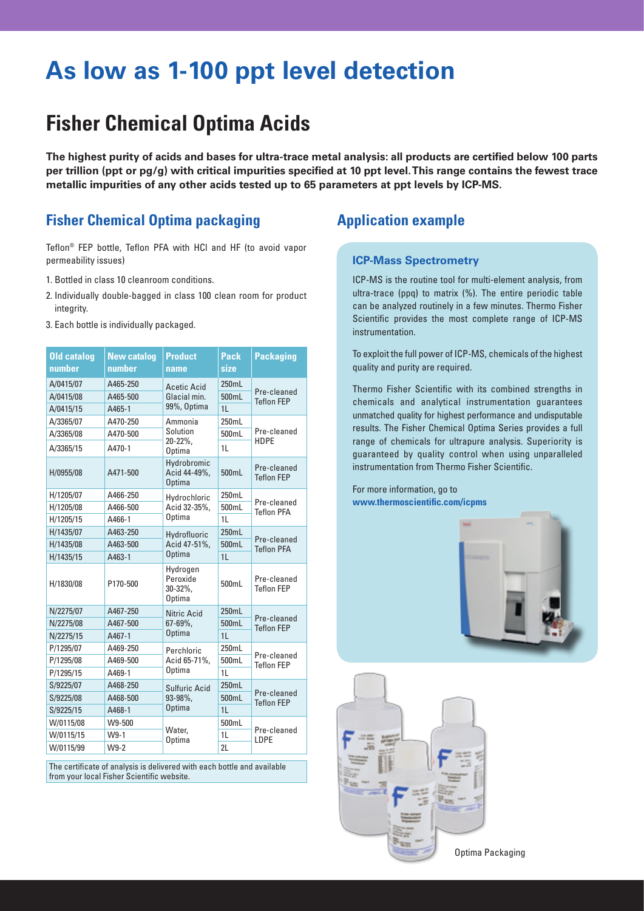# As low as 1-100 ppt level detection

## Fisher Chemical Optima Acids

**The highest purity of acids and bases for ultra-trace metal analysis: all products are certified below 100 parts per trillion (ppt or pg/g) with critical impurities specified at 10 ppt level. This range contains the fewest trace metallic impurities of any other acids tested up to 65 parameters at ppt levels by ICP-MS.**

### Fisher Chemical Optima packaging

Teflon® FEP bottle, Teflon PFA with HCl and HF (to avoid vapor permeability issues)

1. Bottled in class 10 cleanroom conditions.
2. Individually double-bagged in class 100 clean room for product integrity.
3. Each bottle is individually packaged.

| Old catalog number | New catalog number | Product name | Pack size | Packaging |
|---|---|---|---|---|
| A/0415/07 | A465-250 | Acetic Acid Glacial min. 99%, Optima | 250mL | Pre-cleaned Teflon FEP |
| A/0415/08 | A465-500 | | 500mL | |
| A/0415/15 | A465-1 | | 1L | |
| A/3365/07 | A470-250 | Ammonia Solution 20-22%, Optima | 250mL | Pre-cleaned HDPE |
| A/3365/08 | A470-500 | | 500mL | |
| A/3365/15 | A470-1 | | 1L | |
| H/0955/08 | A471-500 | Hydrobromic Acid 44-49%, Optima | 500mL | Pre-cleaned Teflon FEP |
| H/1205/07 | A466-250 | Hydrochloric Acid 32-35%, Optima | 250mL | Pre-cleaned Teflon PFA |
| H/1205/08 | A466-500 | | 500mL | |
| H/1205/15 | A466-1 | | 1L | |
| H/1435/07 | A463-250 | Hydrofluoric Acid 47-51%, Optima | 250mL | Pre-cleaned Teflon PFA |
| H/1435/08 | A463-500 | | 500mL | |
| H/1435/15 | A463-1 | | 1L | |
| H/1830/08 | P170-500 | Hydrogen Peroxide 30-32%, Optima | 500mL | Pre-cleaned Teflon FEP |
| N/2275/07 | A467-250 | Nitric Acid 67-69%, Optima | 250mL | Pre-cleaned Teflon FEP |
| N/2275/08 | A467-500 | | 500mL | |
| N/2275/15 | A467-1 | | 1L | |
| P/1295/07 | A469-250 | Perchloric Acid 65-71%, Optima | 250mL | Pre-cleaned Teflon FEP |
| P/1295/08 | A469-500 | | 500mL | |
| P/1295/15 | A469-1 | | 1L | |
| S/9225/07 | A468-250 | Sulfuric Acid 93-98%, Optima | 250mL | Pre-cleaned Teflon FEP |
| S/9225/08 | A468-500 | | 500mL | |
| S/9225/15 | A468-1 | | 1L | |
| W/0115/08 | W9-500 | Water, Optima | 500mL | Pre-cleaned LDPE |
| W/0115/15 | W9-1 | | 1L | |
| W/0115/99 | W9-2 | | 2L | |

The certificate of analysis is delivered with each bottle and available from your local Fisher Scientific website.

### Application example

#### ICP-Mass Spectrometry

ICP-MS is the routine tool for multi-element analysis, from ultra-trace (ppq) to matrix (%). The entire periodic table can be analyzed routinely in a few minutes. Thermo Fisher Scientific provides the most complete range of ICP-MS instrumentation.

To exploit the full power of ICP-MS, chemicals of the highest quality and purity are required.

Thermo Fisher Scientific with its combined strengths in chemicals and analytical instrumentation guarantees unmatched quality for highest performance and undisputable results. The Fisher Chemical Optima Series provides a full range of chemicals for ultrapure analysis. Superiority is guaranteed by quality control when using unparalleled instrumentation from Thermo Fisher Scientific.

For more information, go to **www.thermoscientific.com/icpms**

Optima Packaging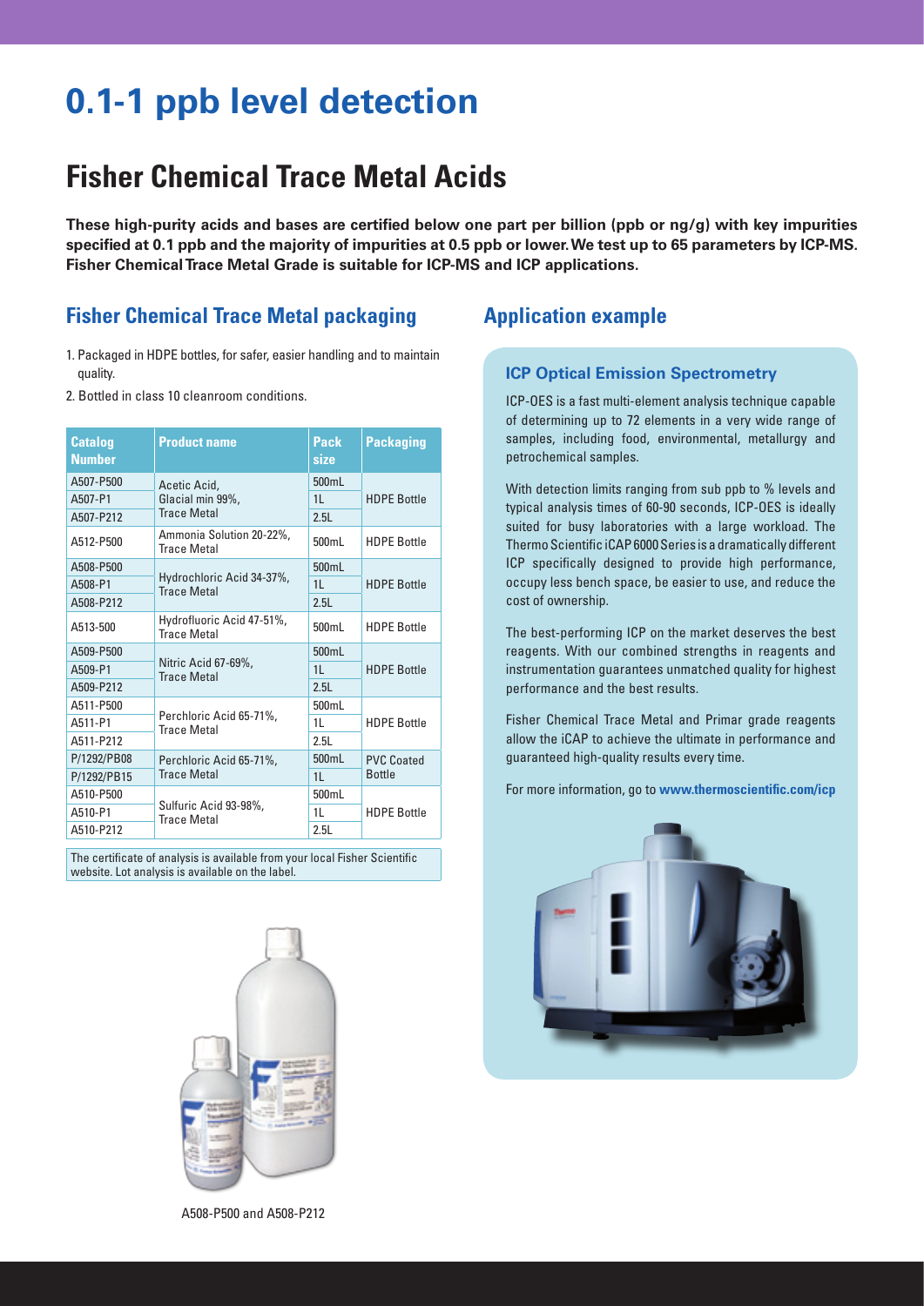# 0.1-1 ppb level detection

## Fisher Chemical Trace Metal Acids

**These high-purity acids and bases are certified below one part per billion (ppb or ng/g) with key impurities specified at 0.1 ppb and the majority of impurities at 0.5 ppb or lower. We test up to 65 parameters by ICP-MS. Fisher Chemical Trace Metal Grade is suitable for ICP-MS and ICP applications.**

### Fisher Chemical Trace Metal packaging

1. Packaged in HDPE bottles, for safer, easier handling and to maintain quality.
2. Bottled in class 10 cleanroom conditions.

| Catalog Number | Product name | Pack size | Packaging |
|---|---|---|---|
| A507-P500 | Acetic Acid, Glacial min 99%, Trace Metal | 500mL | HDPE Bottle |
| A507-P1 | | 1L | |
| A507-P212 | | 2.5L | |
| A512-P500 | Ammonia Solution 20-22%, Trace Metal | 500mL | HDPE Bottle |
| A508-P500 | Hydrochloric Acid 34-37%, Trace Metal | 500mL | HDPE Bottle |
| A508-P1 | | 1L | |
| A508-P212 | | 2.5L | |
| A513-500 | Hydrofluoric Acid 47-51%, Trace Metal | 500mL | HDPE Bottle |
| A509-P500 | Nitric Acid 67-69%, Trace Metal | 500mL | HDPE Bottle |
| A509-P1 | | 1L | |
| A509-P212 | | 2.5L | |
| A511-P500 | Perchloric Acid 65-71%, Trace Metal | 500mL | HDPE Bottle |
| A511-P1 | | 1L | |
| A511-P212 | | 2.5L | |
| P/1292/PB08 | Perchloric Acid 65-71%, Trace Metal | 500mL | PVC Coated Bottle |
| P/1292/PB15 | | 1L | |
| A510-P500 | Sulfuric Acid 93-98%, Trace Metal | 500mL | HDPE Bottle |
| A510-P1 | | 1L | |
| A510-P212 | | 2.5L | |

The certificate of analysis is available from your local Fisher Scientific website. Lot analysis is available on the label.

A508-P500 and A508-P212

### Application example

#### ICP Optical Emission Spectrometry

ICP-OES is a fast multi-element analysis technique capable of determining up to 72 elements in a very wide range of samples, including food, environmental, metallurgy and petrochemical samples.

With detection limits ranging from sub ppb to % levels and typical analysis times of 60-90 seconds, ICP-OES is ideally suited for busy laboratories with a large workload. The Thermo Scientific iCAP 6000 Series is a dramatically different ICP specifically designed to provide high performance, occupy less bench space, be easier to use, and reduce the cost of ownership.

The best-performing ICP on the market deserves the best reagents. With our combined strengths in reagents and instrumentation guarantees unmatched quality for highest performance and the best results.

Fisher Chemical Trace Metal and Primar grade reagents allow the iCAP to achieve the ultimate in performance and guaranteed high-quality results every time.

For more information, go to **www.thermoscientific.com/icp**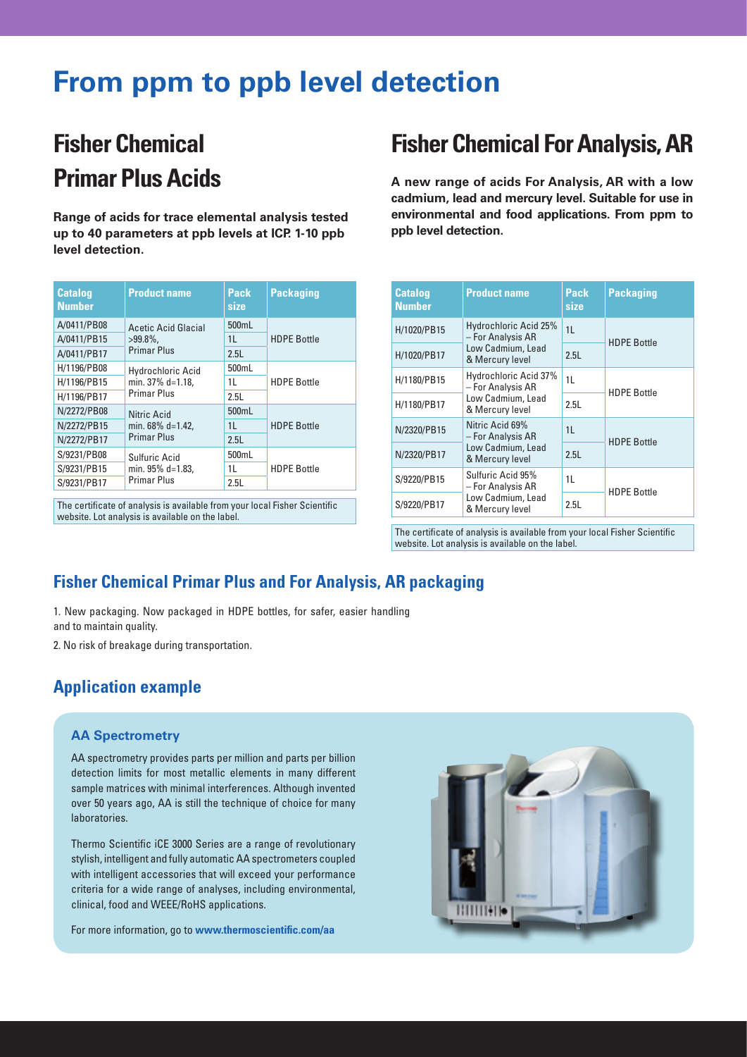# From ppm to ppb level detection

## Fisher Chemical Primar Plus Acids

**Range of acids for trace elemental analysis tested up to 40 parameters at ppb levels at ICP. 1-10 ppb level detection.**

| Catalog Number | Product name | Pack size | Packaging |
|---|---|---|---|
| A/0411/PB08 | Acetic Acid Glacial >99.8%, Primar Plus | 500mL | HDPE Bottle |
| A/0411/PB15 | | 1L | |
| A/0411/PB17 | | 2.5L | |
| H/1196/PB08 | Hydrochloric Acid min. 37% d=1.18, Primar Plus | 500mL | HDPE Bottle |
| H/1196/PB15 | | 1L | |
| H/1196/PB17 | | 2.5L | |
| N/2272/PB08 | Nitric Acid min. 68% d=1.42, Primar Plus | 500mL | HDPE Bottle |
| N/2272/PB15 | | 1L | |
| N/2272/PB17 | | 2.5L | |
| S/9231/PB08 | Sulfuric Acid min. 95% d=1.83, Primar Plus | 500mL | HDPE Bottle |
| S/9231/PB15 | | 1L | |
| S/9231/PB17 | | 2.5L | |

The certificate of analysis is available from your local Fisher Scientific website. Lot analysis is available on the label.

## Fisher Chemical For Analysis, AR

**A new range of acids For Analysis, AR with a low cadmium, lead and mercury level. Suitable for use in environmental and food applications. From ppm to ppb level detection.**

| Catalog Number | Product name | Pack size | Packaging |
|---|---|---|---|
| H/1020/PB15 | Hydrochloric Acid 25% – For Analysis AR Low Cadmium, Lead & Mercury level | 1L | HDPE Bottle |
| H/1020/PB17 | | 2.5L | |
| H/1180/PB15 | Hydrochloric Acid 37% – For Analysis AR Low Cadmium, Lead & Mercury level | 1L | HDPE Bottle |
| H/1180/PB17 | | 2.5L | |
| N/2320/PB15 | Nitric Acid 69% – For Analysis AR Low Cadmium, Lead & Mercury level | 1L | HDPE Bottle |
| N/2320/PB17 | | 2.5L | |
| S/9220/PB15 | Sulfuric Acid 95% – For Analysis AR Low Cadmium, Lead & Mercury level | 1L | HDPE Bottle |
| S/9220/PB17 | | 2.5L | |

The certificate of analysis is available from your local Fisher Scientific website. Lot analysis is available on the label.

## Fisher Chemical Primar Plus and For Analysis, AR packaging

1. New packaging. Now packaged in HDPE bottles, for safer, easier handling and to maintain quality.
2. No risk of breakage during transportation.

## Application example

### AA Spectrometry

AA spectrometry provides parts per million and parts per billion detection limits for most metallic elements in many different sample matrices with minimal interferences. Although invented over 50 years ago, AA is still the technique of choice for many laboratories.

Thermo Scientific iCE 3000 Series are a range of revolutionary stylish, intelligent and fully automatic AA spectrometers coupled with intelligent accessories that will exceed your performance criteria for a wide range of analyses, including environmental, clinical, food and WEEE/RoHS applications.

For more information, go to **www.thermoscientific.com/aa**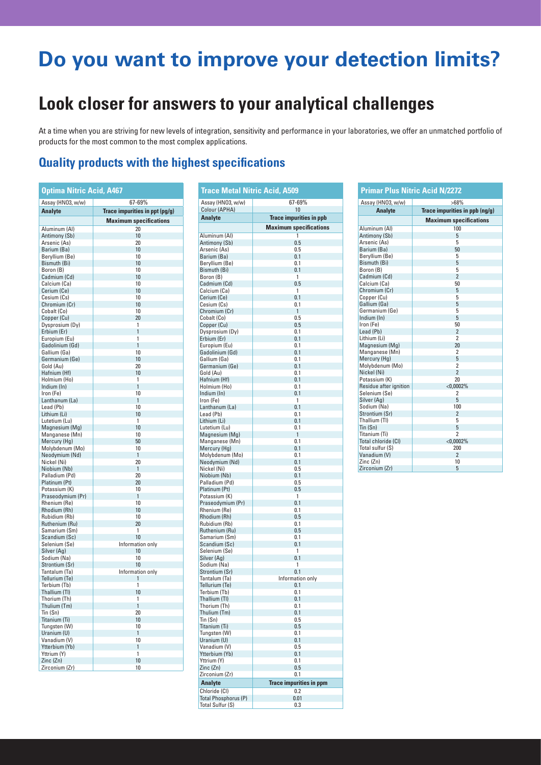# Do you want to improve your detection limits?

## Look closer for answers to your analytical challenges

At a time when you are striving for new levels of integration, sensitivity and performance in your laboratories, we offer an unmatched portfolio of products for the most common to the most complex applications.

### Quality products with the highest specifications

**Optima Nitric Acid, A467**

| Assay (HNO3, w/w) | 67-69% |
|---|---|
| **Analyte** | **Trace impurities in ppt (pg/g)** |
| | **Maximum specifications** |
| Aluminum (Al) | 20 |
| Antimony (Sb) | 10 |
| Arsenic (As) | 20 |
| Barium (Ba) | 10 |
| Beryllium (Be) | 10 |
| Bismuth (Bi) | 10 |
| Boron (B) | 10 |
| Cadmium (Cd) | 10 |
| Calcium (Ca) | 10 |
| Cerium (Ce) | 10 |
| Cesium (Cs) | 10 |
| Chromium (Cr) | 10 |
| Cobalt (Co) | 10 |
| Copper (Cu) | 20 |
| Dysprosium (Dy) | 1 |
| Erbium (Er) | 1 |
| Europium (Eu) | 1 |
| Gadolinium (Gd) | 1 |
| Gallium (Ga) | 10 |
| Germanium (Ge) | 10 |
| Gold (Au) | 20 |
| Hafnium (Hf) | 10 |
| Holmium (Ho) | 1 |
| Indium (In) | 1 |
| Iron (Fe) | 10 |
| Lanthanum (La) | 1 |
| Lead (Pb) | 10 |
| Lithium (Li) | 10 |
| Lutetium (Lu) | 1 |
| Magnesium (Mg) | 10 |
| Manganese (Mn) | 10 |
| Mercury (Hg) | 50 |
| Molybdenum (Mo) | 10 |
| Neodymium (Nd) | 1 |
| Nickel (Ni) | 20 |
| Niobium (Nb) | 1 |
| Palladium (Pd) | 20 |
| Platinum (Pt) | 20 |
| Potassium (K) | 10 |
| Praseodymium (Pr) | 1 |
| Rhenium (Re) | 10 |
| Rhodium (Rh) | 10 |
| Rubidium (Rb) | 10 |
| Ruthenium (Ru) | 20 |
| Samarium (Sm) | 1 |
| Scandium (Sc) | 10 |
| Selenium (Se) | Information only |
| Silver (Ag) | 10 |
| Sodium (Na) | 10 |
| Strontium (Sr) | 10 |
| Tantalum (Ta) | Information only |
| Tellurium (Te) | 1 |
| Terbium (Tb) | 1 |
| Thallium (Tl) | 10 |
| Thorium (Th) | 1 |
| Thulium (Tm) | 1 |
| Tin (Sn) | 20 |
| Titanium (Ti) | 10 |
| Tungsten (W) | 10 |
| Uranium (U) | 1 |
| Vanadium (V) | 10 |
| Ytterbium (Yb) | 1 |
| Yttrium (Y) | 1 |
| Zinc (Zn) | 10 |
| Zirconium (Zr) | 10 |

**Trace Metal Nitric Acid, A509**

| Assay (HNO3, w/w) | 67-69% |
|---|---|
| Colour (APHA) | 10 |
| **Analyte** | **Trace impurities in ppb** |
| | **Maximum specifications** |
| Aluminum (Al) | 1 |
| Antimony (Sb) | 0.5 |
| Arsenic (As) | 0.5 |
| Barium (Ba) | 0.1 |
| Beryllium (Be) | 0.1 |
| Bismuth (Bi) | 0.1 |
| Boron (B) | 1 |
| Cadmium (Cd) | 0.5 |
| Calcium (Ca) | 1 |
| Cerium (Ce) | 0.1 |
| Cesium (Cs) | 0.1 |
| Chromium (Cr) | 1 |
| Cobalt (Co) | 0.5 |
| Copper (Cu) | 0.5 |
| Dysprosium (Dy) | 0.1 |
| Erbium (Er) | 0.1 |
| Europium (Eu) | 0.1 |
| Gadolinium (Gd) | 0.1 |
| Gallium (Ga) | 0.1 |
| Germanium (Ge) | 0.1 |
| Gold (Au) | 0.1 |
| Hafnium (Hf) | 0.1 |
| Holmium (Ho) | 0.1 |
| Indium (In) | 0.1 |
| Iron (Fe) | 1 |
| Lanthanum (La) | 0.1 |
| Lead (Pb) | 0.1 |
| Lithium (Li) | 0.1 |
| Lutetium (Lu) | 0.1 |
| Magnesium (Mg) | 1 |
| Manganese (Mn) | 0.1 |
| Mercury (Hg) | 0.1 |
| Molybdenum (Mo) | 0.1 |
| Neodymium (Nd) | 0.1 |
| Nickel (Ni) | 0.5 |
| Niobium (Nb) | 0.1 |
| Palladium (Pd) | 0.5 |
| Platinum (Pt) | 0.5 |
| Potassium (K) | 1 |
| Praseodymium (Pr) | 0.1 |
| Rhenium (Re) | 0.1 |
| Rhodium (Rh) | 0.5 |
| Rubidium (Rb) | 0.1 |
| Ruthenium (Ru) | 0.5 |
| Samarium (Sm) | 0.1 |
| Scandium (Sc) | 0.1 |
| Selenium (Se) | 1 |
| Silver (Ag) | 0.1 |
| Sodium (Na) | 1 |
| Strontium (Sr) | 0.1 |
| Tantalum (Ta) | Information only |
| Tellurium (Te) | 0.1 |
| Terbium (Tb) | 0.1 |
| Thallium (Tl) | 0.1 |
| Thorium (Th) | 0.1 |
| Thulium (Tm) | 0.1 |
| Tin (Sn) | 0.5 |
| Titanium (Ti) | 0.5 |
| Tungsten (W) | 0.1 |
| Uranium (U) | 0.1 |
| Vanadium (V) | 0.5 |
| Ytterbium (Yb) | 0.1 |
| Yttrium (Y) | 0.1 |
| Zinc (Zn) | 0.5 |
| Zirconium (Zr) | 0.1 |
| **Analyte** | **Trace impurities in ppm** |
| Chloride (Cl) | 0.2 |
| Total Phosphorus (P) | 0.01 |
| Total Sulfur (S) | 0.3 |

**Primar Plus Nitric Acid N/2272**

| Assay (HNO3, w/w) | >68% |
|---|---|
| **Analyte** | **Trace impurities in ppb (ng/g)** |
| | **Maximum specifications** |
| Aluminum (Al) | 100 |
| Antimony (Sb) | 5 |
| Arsenic (As) | 5 |
| Barium (Ba) | 50 |
| Beryllium (Be) | 5 |
| Bismuth (Bi) | 5 |
| Boron (B) | 5 |
| Cadmium (Cd) | 2 |
| Calcium (Ca) | 50 |
| Chromium (Cr) | 5 |
| Copper (Cu) | 5 |
| Gallium (Ga) | 5 |
| Germanium (Ge) | 5 |
| Indium (In) | 5 |
| Iron (Fe) | 50 |
| Lead (Pb) | 2 |
| Lithium (Li) | 2 |
| Magnesium (Mg) | 20 |
| Manganese (Mn) | 2 |
| Mercury (Hg) | 5 |
| Molybdenum (Mo) | 2 |
| Nickel (Ni) | 2 |
| Potassium (K) | 20 |
| Residue after ignition | <0,0002% |
| Selenium (Se) | 2 |
| Silver (Ag) | 5 |
| Sodium (Na) | 100 |
| Strontium (Sr) | 2 |
| Thallium (Tl) | 5 |
| Tin (Sn) | 5 |
| Titanium (Ti) | 2 |
| Total chloride (Cl) | <0,0002% |
| Total sulfur (S) | 200 |
| Vanadium (V) | 2 |
| Zinc (Zn) | 10 |
| Zirconium (Zr) | 5 |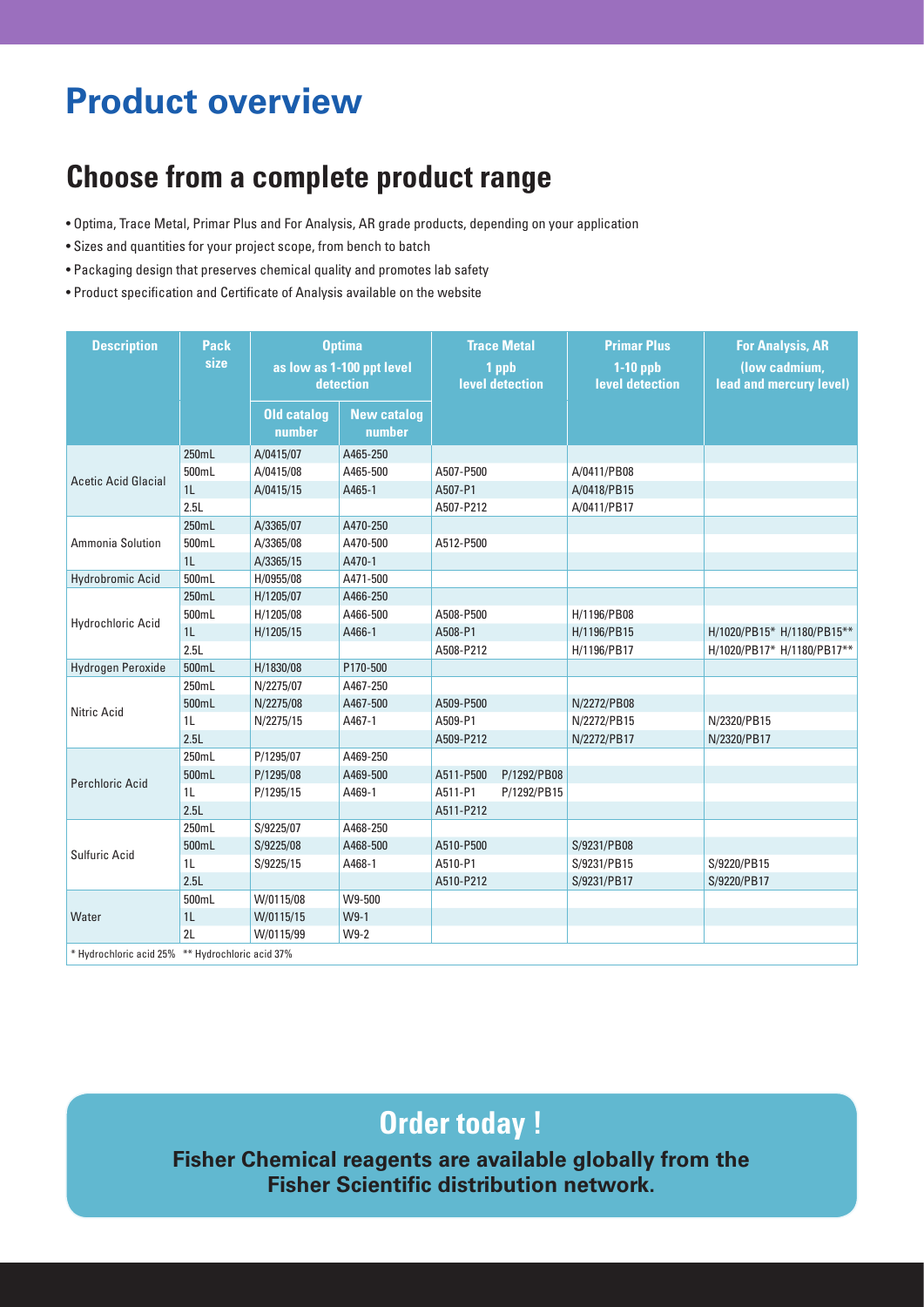# Product overview

## Choose from a complete product range

- Optima, Trace Metal, Primar Plus and For Analysis, AR grade products, depending on your application
- Sizes and quantities for your project scope, from bench to batch
- Packaging design that preserves chemical quality and promotes lab safety
- Product specification and Certificate of Analysis available on the website

| Description | Pack size | Optima as low as 1-100 ppt level detection | | Trace Metal 1 ppb level detection | Primar Plus 1-10 ppb level detection | For Analysis, AR (low cadmium, lead and mercury level) |
|---|---|---|---|---|---|---|
| | | Old catalog number | New catalog number | | | |
| Acetic Acid Glacial | 250mL | A/0415/07 | A465-250 | | | |
| | 500mL | A/0415/08 | A465-500 | A507-P500 | A/0411/PB08 | |
| | 1L | A/0415/15 | A465-1 | A507-P1 | A/0418/PB15 | |
| | 2.5L | | | A507-P212 | A/0411/PB17 | |
| Ammonia Solution | 250mL | A/3365/07 | A470-250 | | | |
| | 500mL | A/3365/08 | A470-500 | A512-P500 | | |
| | 1L | A/3365/15 | A470-1 | | | |
| Hydrobromic Acid | 500mL | H/0955/08 | A471-500 | | | |
| Hydrochloric Acid | 250mL | H/1205/07 | A466-250 | | | |
| | 500mL | H/1205/08 | A466-500 | A508-P500 | H/1196/PB08 | |
| | 1L | H/1205/15 | A466-1 | A508-P1 | H/1196/PB15 | H/1020/PB15* H/1180/PB15** |
| | 2.5L | | | A508-P212 | H/1196/PB17 | H/1020/PB17* H/1180/PB17** |
| Hydrogen Peroxide | 500mL | H/1830/08 | P170-500 | | | |
| Nitric Acid | 250mL | N/2275/07 | A467-250 | | | |
| | 500mL | N/2275/08 | A467-500 | A509-P500 | N/2272/PB08 | |
| | 1L | N/2275/15 | A467-1 | A509-P1 | N/2272/PB15 | N/2320/PB15 |
| | 2.5L | | | A509-P212 | N/2272/PB17 | N/2320/PB17 |
| Perchloric Acid | 250mL | P/1295/07 | A469-250 | | | |
| | 500mL | P/1295/08 | A469-500 | A511-P500 P/1292/PB08 | | |
| | 1L | P/1295/15 | A469-1 | A511-P1 P/1292/PB15 | | |
| | 2.5L | | | A511-P212 | | |
| Sulfuric Acid | 250mL | S/9225/07 | A468-250 | | | |
| | 500mL | S/9225/08 | A468-500 | A510-P500 | S/9231/PB08 | |
| | 1L | S/9225/15 | A468-1 | A510-P1 | S/9231/PB15 | S/9220/PB15 |
| | 2.5L | | | A510-P212 | S/9231/PB17 | S/9220/PB17 |
| Water | 500mL | W/0115/08 | W9-500 | | | |
| | 1L | W/0115/15 | W9-1 | | | |
| | 2L | W/0115/99 | W9-2 | | | |

\* Hydrochloric acid 25% \*\* Hydrochloric acid 37%

## Order today !

**Fisher Chemical reagents are available globally from the Fisher Scientific distribution network.**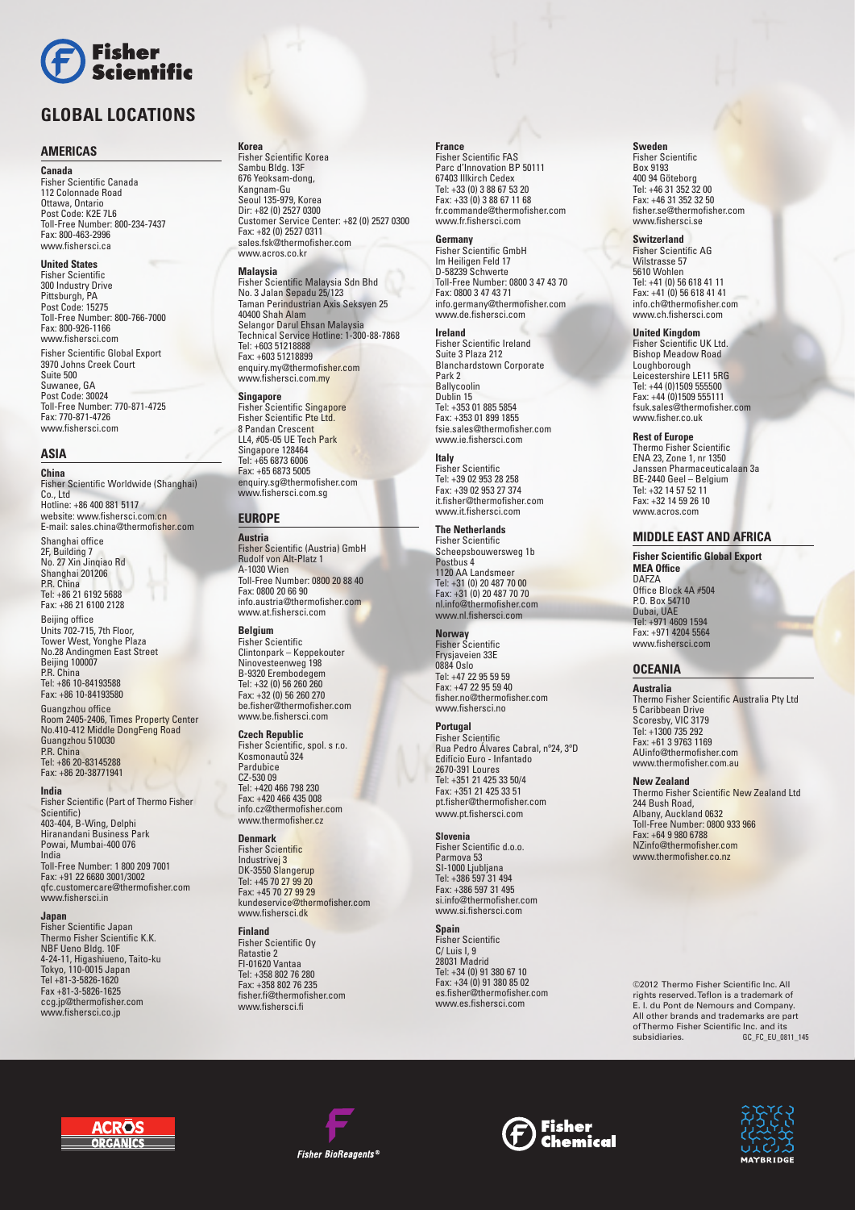# GLOBAL LOCATIONS

## AMERICAS

**Canada**
Fisher Scientific Canada
112 Colonnade Road
Ottawa, Ontario
Post Code: K2E 7L6
Toll-Free Number: 800-234-7437
Fax: 800-463-2996
www.fishersci.ca

**United States**
Fisher Scientific
300 Industry Drive
Pittsburgh, PA
Post Code: 15275
Toll-Free Number: 800-766-7000
Fax: 800-926-1166
www.fishersci.com

Fisher Scientific Global Export
3970 Johns Creek Court
Suite 500
Suwanee, GA
Post Code: 30024
Toll-Free Number: 770-871-4725
Fax: 770-871-4726
www.fishersci.com

## ASIA

**China**
Fisher Scientific Worldwide (Shanghai) Co., Ltd
Hotline: +86 400 881 5117
website: www.fishersci.com.cn
E-mail: sales.china@thermofisher.com

Shanghai office
2F, Building 7
No. 27 Xin Jinqiao Rd
Shanghai 201206
P.R. China
Tel: +86 21 6192 5688
Fax: +86 21 6100 2128

Beijing office
Units 702-715, 7th Floor,
Tower West, Yonghe Plaza
No.28 Andingmen East Street
Beijing 100007
P.R. China
Tel: +86 10-84193588
Fax: +86 10-84193580

Guangzhou office
Room 2405-2406, Times Property Center
No.410-412 Middle DongFeng Road
Guangzhou 510030
P.R. China
Tel: +86 20-83145288
Fax: +86 20-38771941

**India**
Fisher Scientific (Part of Thermo Fisher Scientific)
403-404, B-Wing, Delphi
Hiranandani Business Park
Powai, Mumbai-400 076
India
Toll-Free Number: 1 800 209 7001
Fax: +91 22 6680 3001/3002
qfc.customercare@thermofisher.com
www.fishersci.in

**Japan**
Fisher Scientific Japan
Thermo Fisher Scientific K.K.
NBF Ueno Bldg. 10F
4-24-11, Higashiueno, Taito-ku
Tokyo, 110-0015 Japan
Tel +81-3-5826-1620
Fax +81-3-5826-1625
ccg.jp@thermofisher.com
www.fishersci.co.jp

**Korea**
Fisher Scientific Korea
Sambu Bldg. 13F
676 Yeoksam-dong,
Kangnam-Gu
Seoul 135-979, Korea
Dir: +82 (0) 2527 0300
Customer Service Center: +82 (0) 2527 0300
Fax: +82 (0) 2527 0311
sales.fsk@thermofisher.com
www.acros.co.kr

**Malaysia**
Fisher Scientific Malaysia Sdn Bhd
No. 3 Jalan Sepadu 25/123
Taman Perindustrian Axis Seksyen 25
40400 Shah Alam
Selangor Darul Ehsan Malaysia
Technical Service Hotline: 1-300-88-7868
Tel: +603 51218888
Fax: +603 51218899
enquiry.my@thermofisher.com
www.fishersci.com.my

**Singapore**
Fisher Scientific Singapore
Fisher Scientific Pte Ltd.
8 Pandan Crescent
LL4, #05-05 UE Tech Park
Singapore 128464
Tel: +65 6873 6006
Fax: +65 6873 5005
enquiry.sg@thermofisher.com
www.fishersci.com.sg

## EUROPE

**Austria**
Fisher Scientific (Austria) GmbH
Rudolf von Alt-Platz 1
A-1030 Wien
Toll-Free Number: 0800 20 88 40
Fax: 0800 20 66 90
info.austria@thermofisher.com
www.at.fishersci.com

**Belgium**
Fisher Scientific
Clintonpark – Keppekouter
Ninovesteenweg 198
B-9320 Erembodegem
Tel: +32 (0) 56 260 260
Fax: +32 (0) 56 260 270
be.fisher@thermofisher.com
www.be.fishersci.com

**Czech Republic**
Fisher Scientific, spol. s r.o.
Kosmonautů 324
Pardubice
CZ-530 09
Tel: +420 466 798 230
Fax: +420 466 435 008
info.cz@thermofisher.com
www.thermofisher.cz

**Denmark**
Fisher Scientific
Industrivej 3
DK-3550 Slangerup
Tel: +45 70 27 99 20
Fax: +45 70 27 99 29
kundeservice@thermofisher.com
www.fishersci.dk

**Finland**
Fisher Scientific Oy
Ratastie 2
FI-01620 Vantaa
Tel: +358 802 76 280
Fax: +358 802 76 235
fisher.fi@thermofisher.com
www.fishersci.fi

**France**
Fisher Scientific FAS
Parc d'Innovation BP 50111
67403 Illkirch Cedex
Tel: +33 (0) 3 88 67 53 20
Fax: +33 (0) 3 88 67 11 68
fr.commande@thermofisher.com
www.fr.fishersci.com

**Germany**
Fisher Scientific GmbH
Im Heiligen Feld 17
D-58239 Schwerte
Toll-Free Number: 0800 3 47 43 70
Fax: 0800 3 47 43 71
info.germany@thermofisher.com
www.de.fishersci.com

**Ireland**
Fisher Scientific Ireland
Suite 3 Plaza 212
Blanchardstown Corporate Park 2
Ballycoolin
Dublin 15
Tel: +353 01 885 5854
Fax: +353 01 899 1855
fsie.sales@thermofisher.com
www.ie.fishersci.com

**Italy**
Fisher Scientific
Tel: +39 02 953 28 258
Fax: +39 02 953 27 374
it.fisher@thermofisher.com
www.it.fishersci.com

**The Netherlands**
Fisher Scientific
Scheepsbouwersweg 1b
Postbus 4
1120 AA Landsmeer
Tel: +31 (0) 20 487 70 00
Fax: +31 (0) 20 487 70 70
nl.info@thermofisher.com
www.nl.fishersci.com

**Norway**
Fisher Scientific
Frysjaveien 33E
0884 Oslo
Tel: +47 22 95 59 59
Fax: +47 22 95 59 40
fisher.no@thermofisher.com
www.fishersci.no

**Portugal**
Fisher Scientific
Rua Pedro Álvares Cabral, n°24, 3°D
Edifício Euro - Infantado
2670-391 Loures
Tel: +351 21 425 33 50/4
Fax: +351 21 425 33 51
pt.fisher@thermofisher.com
www.pt.fishersci.com

**Slovenia**
Fisher Scientific d.o.o.
Parmova 53
SI-1000 Ljubljana
Tel: +386 597 31 494
Fax: +386 597 31 495
si.info@thermofisher.com
www.si.fishersci.com

**Spain**
Fisher Scientific
C/ Luis I, 9
28031 Madrid
Tel: +34 (0) 91 380 67 10
Fax: +34 (0) 91 380 85 02
es.fisher@thermofisher.com
www.es.fishersci.com

**Sweden**
Fisher Scientific
Box 9193
400 94 Göteborg
Tel: +46 31 352 32 00
Fax: +46 31 352 32 50
fisher.se@thermofisher.com
www.fishersci.se

**Switzerland**
Fisher Scientific AG
Wilstrasse 57
5610 Wohlen
Tel: +41 (0) 56 618 41 11
Fax: +41 (0) 56 618 41 41
info.ch@thermofisher.com
www.ch.fishersci.com

**United Kingdom**
Fisher Scientific UK Ltd.
Bishop Meadow Road
Loughborough
Leicestershire LE11 5RG
Tel: +44 (0)1509 555500
Fax: +44 (0)1509 555111
fsuk.sales@thermofisher.com
www.fisher.co.uk

**Rest of Europe**
Thermo Fisher Scientific
ENA 23, Zone 1, nr 1350
Janssen Pharmaceuticalaan 3a
BE-2440 Geel – Belgium
Tel: +32 14 57 52 11
Fax: +32 14 59 26 10
www.acros.com

## MIDDLE EAST AND AFRICA

**Fisher Scientific Global Export MEA Office**
DAFZA
Office Block 4A #504
P.O. Box 54710
Dubai, UAE
Tel: +971 4609 1594
Fax: +971 4204 5564
www.fishersci.com

## OCEANIA

**Australia**
Thermo Fisher Scientific Australia Pty Ltd
5 Caribbean Drive
Scoresby, VIC 3179
Tel: +1300 735 292
Fax: +61 3 9763 1169
AUinfo@thermofisher.com
www.thermofisher.com.au

**New Zealand**
Thermo Fisher Scientific New Zealand Ltd
244 Bush Road,
Albany, Auckland 0632
Toll-Free Number: 0800 933 966
Fax: +64 9 980 6788
NZinfo@thermofisher.com
www.thermofisher.co.nz

©2012 Thermo Fisher Scientific Inc. All rights reserved. Teflon is a trademark of E. I. du Pont de Nemours and Company. All other brands and trademarks are part of Thermo Fisher Scientific Inc. and its subsidiaries.
GC_FC_EU_0811_145

ACROS ORGANICS
Fisher BioReagents®
Fisher Chemical
MAYBRIDGE